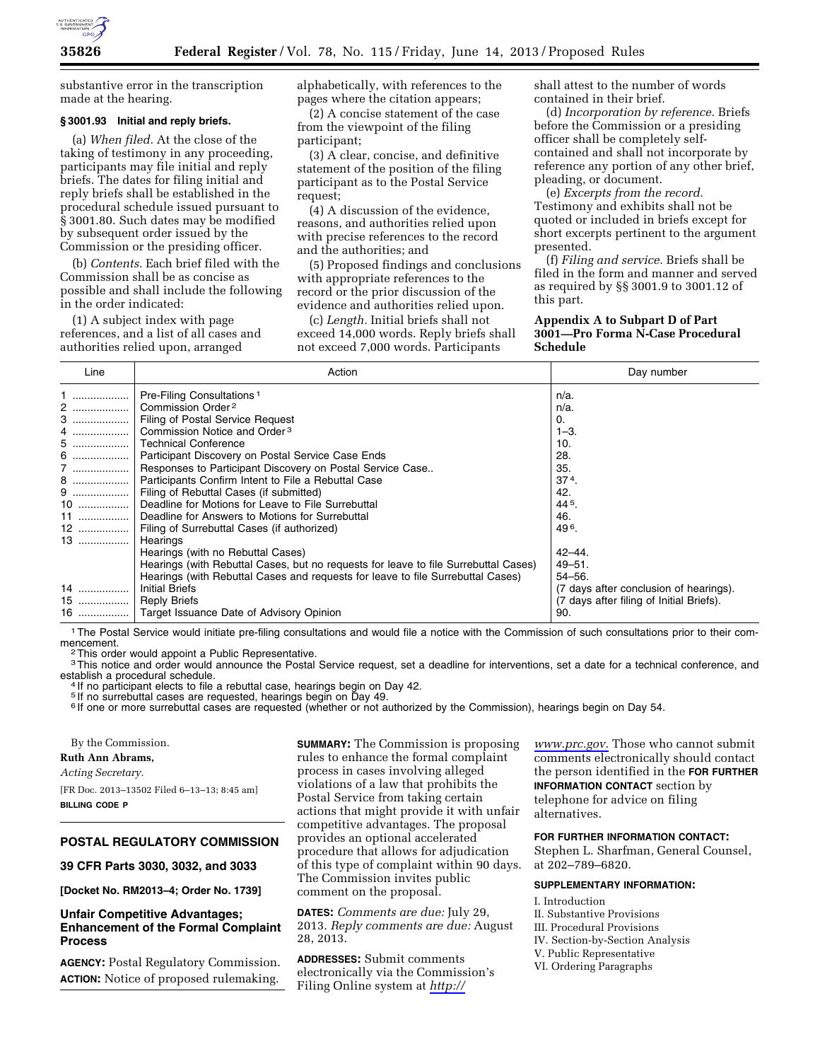substantive error in the transcription made at the hearing.

**§ 3001.93 Initial and reply briefs.**

(a) *When filed.* At the close of the taking of testimony in any proceeding, participants may file initial and reply briefs. The dates for filing initial and reply briefs shall be established in the procedural schedule issued pursuant to § 3001.80. Such dates may be modified by subsequent order issued by the Commission or the presiding officer.

(b) *Contents.* Each brief filed with the Commission shall be as concise as possible and shall include the following in the order indicated:

(1) A subject index with page references, and a list of all cases and authorities relied upon, arranged alphabetically, with references to the pages where the citation appears;

(2) A concise statement of the case from the viewpoint of the filing participant;

(3) A clear, concise, and definitive statement of the position of the filing participant as to the Postal Service request;

(4) A discussion of the evidence, reasons, and authorities relied upon with precise references to the record and the authorities; and

(5) Proposed findings and conclusions with appropriate references to the record or the prior discussion of the evidence and authorities relied upon.

(c) *Length.* Initial briefs shall not exceed 14,000 words. Reply briefs shall not exceed 7,000 words. Participants shall attest to the number of words contained in their brief.

(d) *Incorporation by reference.* Briefs before the Commission or a presiding officer shall be completely self-contained and shall not incorporate by reference any portion of any other brief, pleading, or document.

(e) *Excerpts from the record.* Testimony and exhibits shall not be quoted or included in briefs except for short excerpts pertinent to the argument presented.

(f) *Filing and service.* Briefs shall be filed in the form and manner and served as required by §§ 3001.9 to 3001.12 of this part.

**Appendix A to Subpart D of Part 3001—Pro Forma N-Case Procedural Schedule**

| Line | Action | Day number |
|---|---|---|
| 1 | Pre-Filing Consultations [1] | n/a. |
| 2 | Commission Order [2] | n/a. |
| 3 | Filing of Postal Service Request | 0. |
| 4 | Commission Notice and Order [3] | 1–3. |
| 5 | Technical Conference | 10. |
| 6 | Participant Discovery on Postal Service Case Ends | 28. |
| 7 | Responses to Participant Discovery on Postal Service Case.. | 35. |
| 8 | Participants Confirm Intent to File a Rebuttal Case | 37 [4]. |
| 9 | Filing of Rebuttal Cases (if submitted) | 42. |
| 10 | Deadline for Motions for Leave to File Surrebuttal | 44 [5]. |
| 11 | Deadline for Answers to Motions for Surrebuttal | 46. |
| 12 | Filing of Surrebuttal Cases (if authorized) | 49 [6]. |
| 13 | Hearings | |
| | Hearings (with no Rebuttal Cases) | 42–44. |
| | Hearings (with Rebuttal Cases, but no requests for leave to file Surrebuttal Cases) | 49–51. |
| | Hearings (with Rebuttal Cases and requests for leave to file Surrebuttal Cases) | 54–56. |
| 14 | Initial Briefs | (7 days after conclusion of hearings). |
| 15 | Reply Briefs | (7 days after filing of Initial Briefs). |
| 16 | Target Issuance Date of Advisory Opinion | 90. |

[1] The Postal Service would initiate pre-filing consultations and would file a notice with the Commission of such consultations prior to their commencement.

[2] This order would appoint a Public Representative.

[3] This notice and order would announce the Postal Service request, set a deadline for interventions, set a date for a technical conference, and establish a procedural schedule.

[4] If no participant elects to file a rebuttal case, hearings begin on Day 42.

[5] If no surrebuttal cases are requested, hearings begin on Day 49.

[6] If one or more surrebuttal cases are requested (whether or not authorized by the Commission), hearings begin on Day 54.

By the Commission.

**Ruth Ann Abrams,**

*Acting Secretary.*

[FR Doc. 2013–13502 Filed 6–13–13; 8:45 am]

**BILLING CODE P**

---

## POSTAL REGULATORY COMMISSION

### 39 CFR Parts 3030, 3032, and 3033

**[Docket No. RM2013–4; Order No. 1739]**

## Unfair Competitive Advantages; Enhancement of the Formal Complaint Process

**AGENCY:** Postal Regulatory Commission.

**ACTION:** Notice of proposed rulemaking.

**SUMMARY:** The Commission is proposing rules to enhance the formal complaint process in cases involving alleged violations of a law that prohibits the Postal Service from taking certain actions that might provide it with unfair competitive advantages. The proposal provides an optional accelerated procedure that allows for adjudication of this type of complaint within 90 days. The Commission invites public comment on the proposal.

**DATES:** *Comments are due:* July 29, 2013. *Reply comments are due:* August 28, 2013.

**ADDRESSES:** Submit comments electronically via the Commission's Filing Online system at *http://www.prc.gov.* Those who cannot submit comments electronically should contact the person identified in the **FOR FURTHER INFORMATION CONTACT** section by telephone for advice on filing alternatives.

**FOR FURTHER INFORMATION CONTACT:** Stephen L. Sharfman, General Counsel, at 202–789–6820.

**SUPPLEMENTARY INFORMATION:**

I. Introduction
II. Substantive Provisions
III. Procedural Provisions
IV. Section-by-Section Analysis
V. Public Representative
VI. Ordering Paragraphs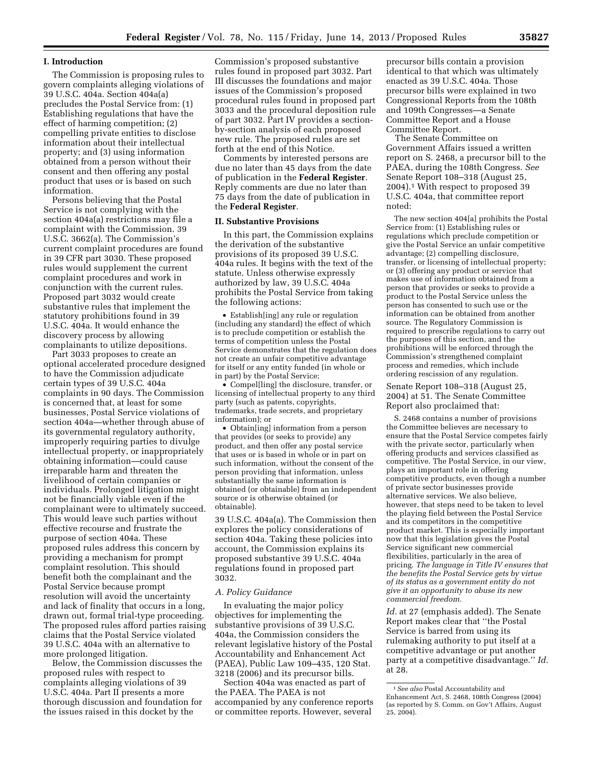## I. Introduction

The Commission is proposing rules to govern complaints alleging violations of 39 U.S.C. 404a. Section 404a(a) precludes the Postal Service from: (1) Establishing regulations that have the effect of harming competition; (2) compelling private entities to disclose information about their intellectual property; and (3) using information obtained from a person without their consent and then offering any postal product that uses or is based on such information.

Persons believing that the Postal Service is not complying with the section 404a(a) restrictions may file a complaint with the Commission. 39 U.S.C. 3662(a). The Commission's current complaint procedures are found in 39 CFR part 3030. These proposed rules would supplement the current complaint procedures and work in conjunction with the current rules. Proposed part 3032 would create substantive rules that implement the statutory prohibitions found in 39 U.S.C. 404a. It would enhance the discovery process by allowing complainants to utilize depositions.

Part 3033 proposes to create an optional accelerated procedure designed to have the Commission adjudicate certain types of 39 U.S.C. 404a complaints in 90 days. The Commission is concerned that, at least for some businesses, Postal Service violations of section 404a—whether through abuse of its governmental regulatory authority, improperly requiring parties to divulge intellectual property, or inappropriately obtaining information—could cause irreparable harm and threaten the livelihood of certain companies or individuals. Prolonged litigation might not be financially viable even if the complainant were to ultimately succeed. This would leave such parties without effective recourse and frustrate the purpose of section 404a. These proposed rules address this concern by providing a mechanism for prompt complaint resolution. This should benefit both the complainant and the Postal Service because prompt resolution will avoid the uncertainty and lack of finality that occurs in a long, drawn out, formal trial-type proceeding. The proposed rules afford parties raising claims that the Postal Service violated 39 U.S.C. 404a with an alternative to more prolonged litigation.

Below, the Commission discusses the proposed rules with respect to complaints alleging violations of 39 U.S.C. 404a. Part II presents a more thorough discussion and foundation for the issues raised in this docket by the Commission's proposed substantive rules found in proposed part 3032. Part III discusses the foundations and major issues of the Commission's proposed procedural rules found in proposed part 3033 and the procedural deposition rule of part 3032. Part IV provides a section-by-section analysis of each proposed new rule. The proposed rules are set forth at the end of this Notice.

Comments by interested persons are due no later than 45 days from the date of publication in the **Federal Register**. Reply comments are due no later than 75 days from the date of publication in the **Federal Register**.

## II. Substantive Provisions

In this part, the Commission explains the derivation of the substantive provisions of its proposed 39 U.S.C. 404a rules. It begins with the text of the statute. Unless otherwise expressly authorized by law, 39 U.S.C. 404a prohibits the Postal Service from taking the following actions:

- Establish[ing] any rule or regulation (including any standard) the effect of which is to preclude competition or establish the terms of competition unless the Postal Service demonstrates that the regulation does not create an unfair competitive advantage for itself or any entity funded (in whole or in part) by the Postal Service;
- Compel[ling] the disclosure, transfer, or licensing of intellectual property to any third party (such as patents, copyrights, trademarks, trade secrets, and proprietary information); or
- Obtain[ing] information from a person that provides (or seeks to provide) any product, and then offer any postal service that uses or is based in whole or in part on such information, without the consent of the person providing that information, unless substantially the same information is obtained (or obtainable) from an independent source or is otherwise obtained (or obtainable).

39 U.S.C. 404a(a). The Commission then explores the policy considerations of section 404a. Taking these policies into account, the Commission explains its proposed substantive 39 U.S.C. 404a regulations found in proposed part 3032.

### A. Policy Guidance

In evaluating the major policy objectives for implementing the substantive provisions of 39 U.S.C. 404a, the Commission considers the relevant legislative history of the Postal Accountability and Enhancement Act (PAEA), Public Law 109–435, 120 Stat. 3218 (2006) and its precursor bills.

Section 404a was enacted as part of the PAEA. The PAEA is not accompanied by any conference reports or committee reports. However, several precursor bills contain a provision identical to that which was ultimately enacted as 39 U.S.C. 404a. Those precursor bills were explained in two Congressional Reports from the 108th and 109th Congresses—a Senate Committee Report and a House Committee Report.

The Senate Committee on Government Affairs issued a written report on S. 2468, a precursor bill to the PAEA, during the 108th Congress. *See* Senate Report 108–318 (August 25, 2004).[1] With respect to proposed 39 U.S.C. 404a, that committee report noted:

> The new section 404[a] prohibits the Postal Service from: (1) Establishing rules or regulations which preclude competition or give the Postal Service an unfair competitive advantage; (2) compelling disclosure, transfer, or licensing of intellectual property; or (3) offering any product or service that makes use of information obtained from a person that provides or seeks to provide a product to the Postal Service unless the person has consented to such use or the information can be obtained from another source. The Regulatory Commission is required to prescribe regulations to carry out the purposes of this section, and the prohibitions will be enforced through the Commission's strengthened complaint process and remedies, which include ordering rescission of any regulation.

Senate Report 108–318 (August 25, 2004) at 51. The Senate Committee Report also proclaimed that:

> S. 2468 contains a number of provisions the Committee believes are necessary to ensure that the Postal Service competes fairly with the private sector, particularly when offering products and services classified as competitive. The Postal Service, in our view, plays an important role in offering competitive products, even though a number of private sector businesses provide alternative services. We also believe, however, that steps need to be taken to level the playing field between the Postal Service and its competitors in the competitive product market. This is especially important now that this legislation gives the Postal Service significant new commercial flexibilities, particularly in the area of pricing. *The language in Title IV ensures that the benefits the Postal Service gets by virtue of its status as a government entity do not give it an opportunity to abuse its new commercial freedom.*

*Id.* at 27 (emphasis added). The Senate Report makes clear that "the Postal Service is barred from using its rulemaking authority to put itself at a competitive advantage or put another party at a competitive disadvantage." *Id.* at 28.

---

[1] *See also* Postal Accountability and Enhancement Act, S. 2468, 108th Congress (2004) (as reported by S. Comm. on Gov't Affairs, August 25, 2004).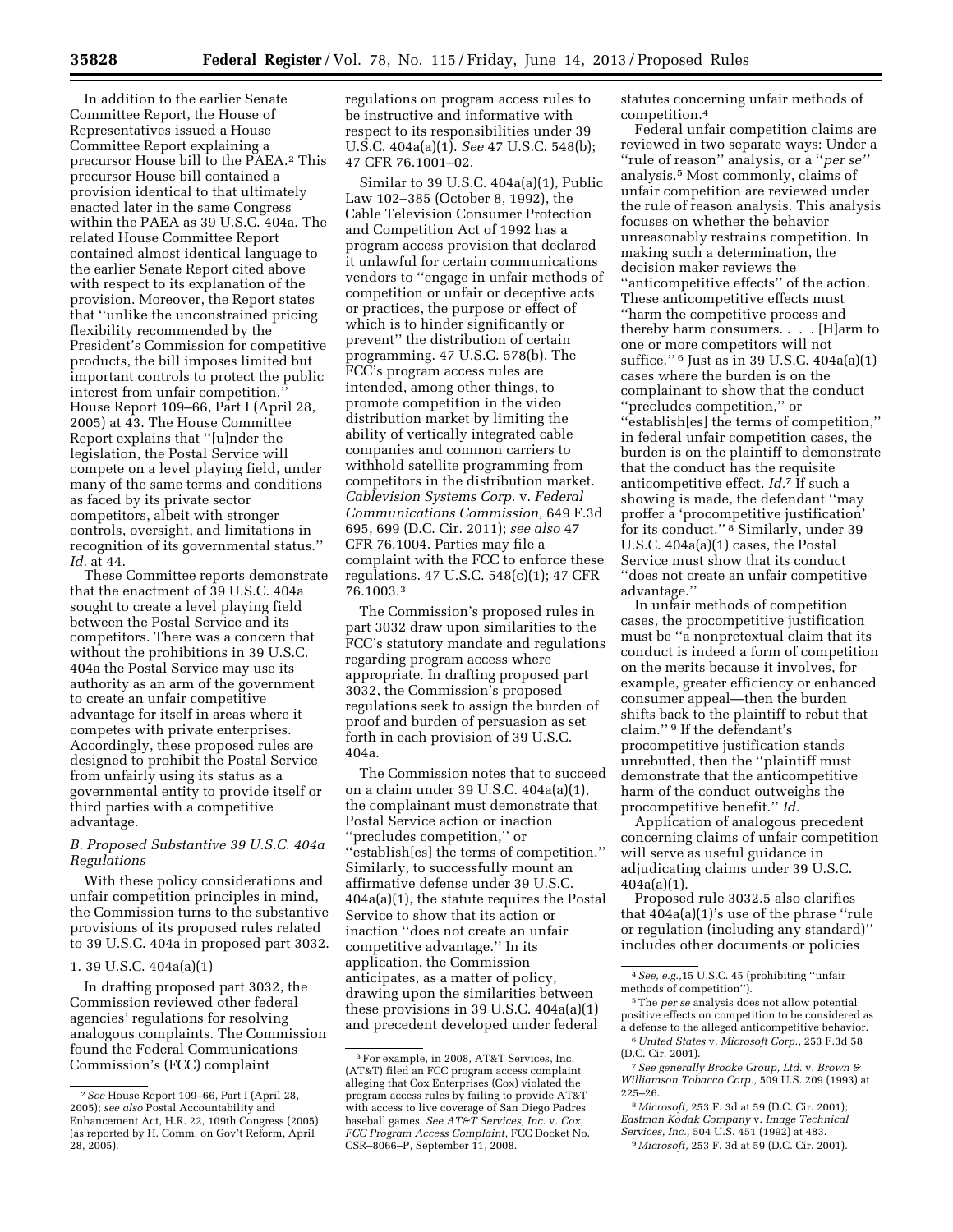In addition to the earlier Senate Committee Report, the House of Representatives issued a House Committee Report explaining a precursor House bill to the PAEA.[2] This precursor House bill contained a provision identical to that ultimately enacted later in the same Congress within the PAEA as 39 U.S.C. 404a. The related House Committee Report contained almost identical language to the earlier Senate Report cited above with respect to its explanation of the provision. Moreover, the Report states that ''unlike the unconstrained pricing flexibility recommended by the President's Commission for competitive products, the bill imposes limited but important controls to protect the public interest from unfair competition.'' House Report 109–66, Part I (April 28, 2005) at 43. The House Committee Report explains that ''[u]nder the legislation, the Postal Service will compete on a level playing field, under many of the same terms and conditions as faced by its private sector competitors, albeit with stronger controls, oversight, and limitations in recognition of its governmental status.'' *Id.* at 44.

These Committee reports demonstrate that the enactment of 39 U.S.C. 404a sought to create a level playing field between the Postal Service and its competitors. There was a concern that without the prohibitions in 39 U.S.C. 404a the Postal Service may use its authority as an arm of the government to create an unfair competitive advantage for itself in areas where it competes with private enterprises. Accordingly, these proposed rules are designed to prohibit the Postal Service from unfairly using its status as a governmental entity to provide itself or third parties with a competitive advantage.

### B. Proposed Substantive 39 U.S.C. 404a Regulations

With these policy considerations and unfair competition principles in mind, the Commission turns to the substantive provisions of its proposed rules related to 39 U.S.C. 404a in proposed part 3032.

#### 1. 39 U.S.C. 404a(a)(1)

In drafting proposed part 3032, the Commission reviewed other federal agencies' regulations for resolving analogous complaints. The Commission found the Federal Communications Commission's (FCC) complaint regulations on program access rules to be instructive and informative with respect to its responsibilities under 39 U.S.C. 404a(a)(1). *See* 47 U.S.C. 548(b); 47 CFR 76.1001–02.

Similar to 39 U.S.C. 404a(a)(1), Public Law 102–385 (October 8, 1992), the Cable Television Consumer Protection and Competition Act of 1992 has a program access provision that declared it unlawful for certain communications vendors to ''engage in unfair methods of competition or unfair or deceptive acts or practices, the purpose or effect of which is to hinder significantly or prevent'' the distribution of certain programming. 47 U.S.C. 578(b). The FCC's program access rules are intended, among other things, to promote competition in the video distribution market by limiting the ability of vertically integrated cable companies and common carriers to withhold satellite programming from competitors in the distribution market. *Cablevision Systems Corp.* v. *Federal Communications Commission,* 649 F.3d 695, 699 (D.C. Cir. 2011); *see also* 47 CFR 76.1004. Parties may file a complaint with the FCC to enforce these regulations. 47 U.S.C. 548(c)(1); 47 CFR 76.1003.[3]

The Commission's proposed rules in part 3032 draw upon similarities to the FCC's statutory mandate and regulations regarding program access where appropriate. In drafting proposed part 3032, the Commission's proposed regulations seek to assign the burden of proof and burden of persuasion as set forth in each provision of 39 U.S.C. 404a.

The Commission notes that to succeed on a claim under 39 U.S.C. 404a(a)(1), the complainant must demonstrate that Postal Service action or inaction ''precludes competition,'' or ''establish[es] the terms of competition.'' Similarly, to successfully mount an affirmative defense under 39 U.S.C. 404a(a)(1), the statute requires the Postal Service to show that its action or inaction ''does not create an unfair competitive advantage.'' In its application, the Commission anticipates, as a matter of policy, drawing upon the similarities between these provisions in 39 U.S.C. 404a(a)(1) and precedent developed under federal statutes concerning unfair methods of competition.[4]

Federal unfair competition claims are reviewed in two separate ways: Under a ''rule of reason'' analysis, or a ''*per se''* analysis.[5] Most commonly, claims of unfair competition are reviewed under the rule of reason analysis. This analysis focuses on whether the behavior unreasonably restrains competition. In making such a determination, the decision maker reviews the ''anticompetitive effects'' of the action. These anticompetitive effects must ''harm the competitive process and thereby harm consumers. . . . [H]arm to one or more competitors will not suffice.''[6] Just as in 39 U.S.C. 404a(a)(1) cases where the burden is on the complainant to show that the conduct ''precludes competition,'' or ''establish[es] the terms of competition,'' in federal unfair competition cases, the burden is on the plaintiff to demonstrate that the conduct has the requisite anticompetitive effect. *Id.*[7] If such a showing is made, the defendant ''may proffer a 'procompetitive justification' for its conduct.''[8] Similarly, under 39 U.S.C. 404a(a)(1) cases, the Postal Service must show that its conduct ''does not create an unfair competitive advantage.''

In unfair methods of competition cases, the procompetitive justification must be ''a nonpretextual claim that its conduct is indeed a form of competition on the merits because it involves, for example, greater efficiency or enhanced consumer appeal—then the burden shifts back to the plaintiff to rebut that claim.''[9] If the defendant's procompetitive justification stands unrebutted, then the ''plaintiff must demonstrate that the anticompetitive harm of the conduct outweighs the procompetitive benefit.'' *Id.*

Application of analogous precedent concerning claims of unfair competition will serve as useful guidance in adjudicating claims under 39 U.S.C. 404a(a)(1).

Proposed rule 3032.5 also clarifies that 404a(a)(1)'s use of the phrase ''rule or regulation (including any standard)'' includes other documents or policies

---

[2] *See* House Report 109–66, Part I (April 28, 2005); *see also* Postal Accountability and Enhancement Act, H.R. 22, 109th Congress (2005) (as reported by H. Comm. on Gov't Reform, April 28, 2005).

[3] For example, in 2008, AT&T Services, Inc. (AT&T) filed an FCC program access complaint alleging that Cox Enterprises (Cox) violated the program access rules by failing to provide AT&T with access to live coverage of San Diego Padres baseball games. *See AT&T Services, Inc.* v. *Cox, FCC Program Access Complaint,* FCC Docket No. CSR–8066–P, September 11, 2008.

[4] *See, e.g.,*15 U.S.C. 45 (prohibiting ''unfair methods of competition'').

[5] The *per se* analysis does not allow potential positive effects on competition to be considered as a defense to the alleged anticompetitive behavior.

[6] *United States* v. *Microsoft Corp.,* 253 F.3d 58 (D.C. Cir. 2001).

[7] *See generally Brooke Group, Ltd.* v. *Brown & Williamson Tobacco Corp.,* 509 U.S. 209 (1993) at 225–26.

[8] *Microsoft,* 253 F. 3d at 59 (D.C. Cir. 2001); *Eastman Kodak Company* v. *Image Technical Services, Inc.,* 504 U.S. 451 (1992) at 483.

[9] *Microsoft,* 253 F. 3d at 59 (D.C. Cir. 2001).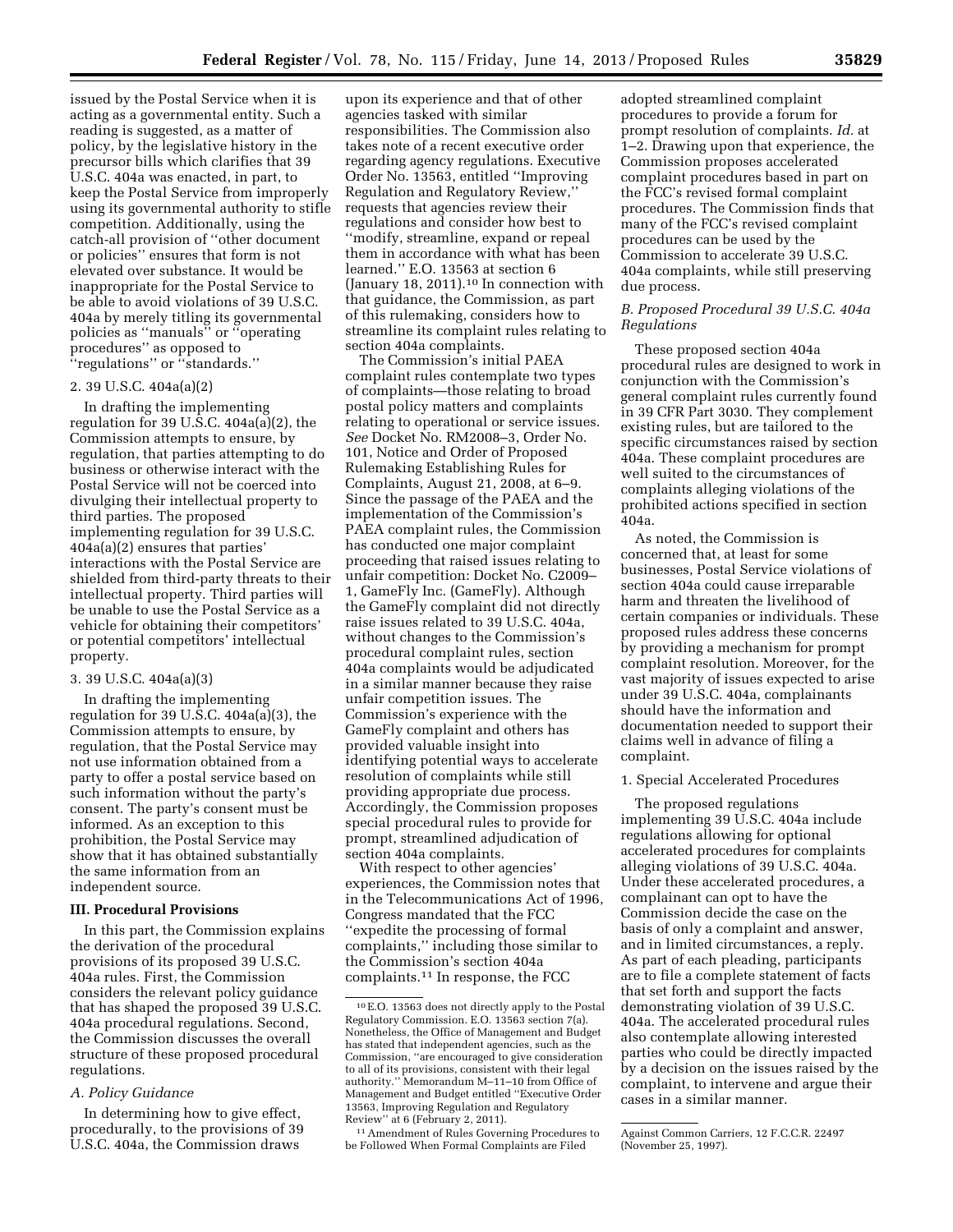issued by the Postal Service when it is acting as a governmental entity. Such a reading is suggested, as a matter of policy, by the legislative history in the precursor bills which clarifies that 39 U.S.C. 404a was enacted, in part, to keep the Postal Service from improperly using its governmental authority to stifle competition. Additionally, using the catch-all provision of ''other document or policies'' ensures that form is not elevated over substance. It would be inappropriate for the Postal Service to be able to avoid violations of 39 U.S.C. 404a by merely titling its governmental policies as ''manuals'' or ''operating procedures'' as opposed to ''regulations'' or ''standards.''

2. 39 U.S.C. 404a(a)(2)

In drafting the implementing regulation for 39 U.S.C. 404a(a)(2), the Commission attempts to ensure, by regulation, that parties attempting to do business or otherwise interact with the Postal Service will not be coerced into divulging their intellectual property to third parties. The proposed implementing regulation for 39 U.S.C. 404a(a)(2) ensures that parties' interactions with the Postal Service are shielded from third-party threats to their intellectual property. Third parties will be unable to use the Postal Service as a vehicle for obtaining their competitors' or potential competitors' intellectual property.

3. 39 U.S.C. 404a(a)(3)

In drafting the implementing regulation for 39 U.S.C. 404a(a)(3), the Commission attempts to ensure, by regulation, that the Postal Service may not use information obtained from a party to offer a postal service based on such information without the party's consent. The party's consent must be informed. As an exception to this prohibition, the Postal Service may show that it has obtained substantially the same information from an independent source.

## III. Procedural Provisions

In this part, the Commission explains the derivation of the procedural provisions of its proposed 39 U.S.C. 404a rules. First, the Commission considers the relevant policy guidance that has shaped the proposed 39 U.S.C. 404a procedural regulations. Second, the Commission discusses the overall structure of these proposed procedural regulations.

### *A. Policy Guidance*

In determining how to give effect, procedurally, to the provisions of 39 U.S.C. 404a, the Commission draws upon its experience and that of other agencies tasked with similar responsibilities. The Commission also takes note of a recent executive order regarding agency regulations. Executive Order No. 13563, entitled ''Improving Regulation and Regulatory Review,'' requests that agencies review their regulations and consider how best to ''modify, streamline, expand or repeal them in accordance with what has been learned.'' E.O. 13563 at section 6 (January 18, 2011).[10] In connection with that guidance, the Commission, as part of this rulemaking, considers how to streamline its complaint rules relating to section 404a complaints.

The Commission's initial PAEA complaint rules contemplate two types of complaints—those relating to broad postal policy matters and complaints relating to operational or service issues. *See* Docket No. RM2008–3, Order No. 101, Notice and Order of Proposed Rulemaking Establishing Rules for Complaints, August 21, 2008, at 6–9. Since the passage of the PAEA and the implementation of the Commission's PAEA complaint rules, the Commission has conducted one major complaint proceeding that raised issues relating to unfair competition: Docket No. C2009–1, GameFly Inc. (GameFly). Although the GameFly complaint did not directly raise issues related to 39 U.S.C. 404a, without changes to the Commission's procedural complaint rules, section 404a complaints would be adjudicated in a similar manner because they raise unfair competition issues. The Commission's experience with the GameFly complaint and others has provided valuable insight into identifying potential ways to accelerate resolution of complaints while still providing appropriate due process. Accordingly, the Commission proposes special procedural rules to provide for prompt, streamlined adjudication of section 404a complaints.

With respect to other agencies' experiences, the Commission notes that in the Telecommunications Act of 1996, Congress mandated that the FCC ''expedite the processing of formal complaints,'' including those similar to the Commission's section 404a complaints.[11] In response, the FCC adopted streamlined complaint procedures to provide a forum for prompt resolution of complaints. *Id.* at 1–2. Drawing upon that experience, the Commission proposes accelerated complaint procedures based in part on the FCC's revised formal complaint procedures. The Commission finds that many of the FCC's revised complaint procedures can be used by the Commission to accelerate 39 U.S.C. 404a complaints, while still preserving due process.

### *B. Proposed Procedural 39 U.S.C. 404a Regulations*

These proposed section 404a procedural rules are designed to work in conjunction with the Commission's general complaint rules currently found in 39 CFR Part 3030. They complement existing rules, but are tailored to the specific circumstances raised by section 404a. These complaint procedures are well suited to the circumstances of complaints alleging violations of the prohibited actions specified in section 404a.

As noted, the Commission is concerned that, at least for some businesses, Postal Service violations of section 404a could cause irreparable harm and threaten the livelihood of certain companies or individuals. These proposed rules address these concerns by providing a mechanism for prompt complaint resolution. Moreover, for the vast majority of issues expected to arise under 39 U.S.C. 404a, complainants should have the information and documentation needed to support their claims well in advance of filing a complaint.

1. Special Accelerated Procedures

The proposed regulations implementing 39 U.S.C. 404a include regulations allowing for optional accelerated procedures for complaints alleging violations of 39 U.S.C. 404a. Under these accelerated procedures, a complainant can opt to have the Commission decide the case on the basis of only a complaint and answer, and in limited circumstances, a reply. As part of each pleading, participants are to file a complete statement of facts that set forth and support the facts demonstrating violation of 39 U.S.C. 404a. The accelerated procedural rules also contemplate allowing interested parties who could be directly impacted by a decision on the issues raised by the complaint, to intervene and argue their cases in a similar manner.

---

[10] E.O. 13563 does not directly apply to the Postal Regulatory Commission. E.O. 13563 section 7(a). Nonetheless, the Office of Management and Budget has stated that independent agencies, such as the Commission, ''are encouraged to give consideration to all of its provisions, consistent with their legal authority.'' Memorandum M–11–10 from Office of Management and Budget entitled ''Executive Order 13563, Improving Regulation and Regulatory Review'' at 6 (February 2, 2011).

[11] Amendment of Rules Governing Procedures to be Followed When Formal Complaints are Filed Against Common Carriers, 12 F.C.C.R. 22497 (November 25, 1997).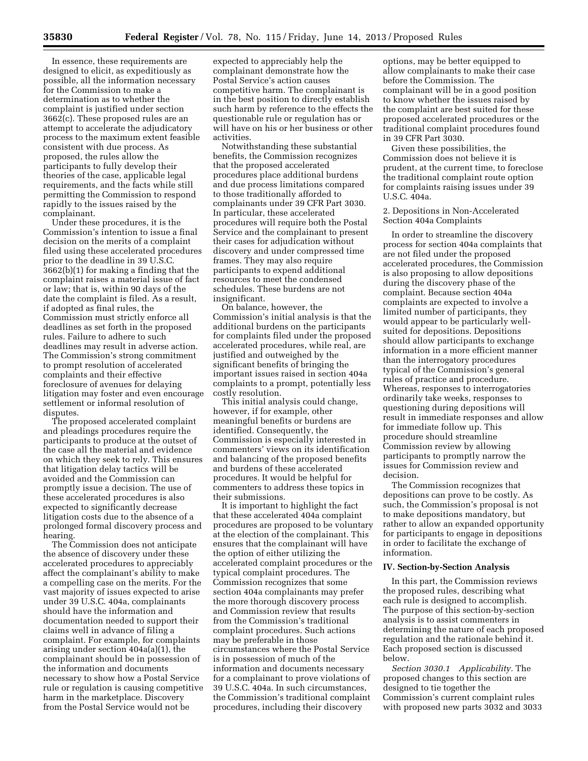In essence, these requirements are designed to elicit, as expeditiously as possible, all the information necessary for the Commission to make a determination as to whether the complaint is justified under section 3662(c). These proposed rules are an attempt to accelerate the adjudicatory process to the maximum extent feasible consistent with due process. As proposed, the rules allow the participants to fully develop their theories of the case, applicable legal requirements, and the facts while still permitting the Commission to respond rapidly to the issues raised by the complainant.

Under these procedures, it is the Commission's intention to issue a final decision on the merits of a complaint filed using these accelerated procedures prior to the deadline in 39 U.S.C. 3662(b)(1) for making a finding that the complaint raises a material issue of fact or law; that is, within 90 days of the date the complaint is filed. As a result, if adopted as final rules, the Commission must strictly enforce all deadlines as set forth in the proposed rules. Failure to adhere to such deadlines may result in adverse action. The Commission's strong commitment to prompt resolution of accelerated complaints and their effective foreclosure of avenues for delaying litigation may foster and even encourage settlement or informal resolution of disputes.

The proposed accelerated complaint and pleadings procedures require the participants to produce at the outset of the case all the material and evidence on which they seek to rely. This ensures that litigation delay tactics will be avoided and the Commission can promptly issue a decision. The use of these accelerated procedures is also expected to significantly decrease litigation costs due to the absence of a prolonged formal discovery process and hearing.

The Commission does not anticipate the absence of discovery under these accelerated procedures to appreciably affect the complainant's ability to make a compelling case on the merits. For the vast majority of issues expected to arise under 39 U.S.C. 404a, complainants should have the information and documentation needed to support their claims well in advance of filing a complaint. For example, for complaints arising under section 404a(a)(1), the complainant should be in possession of the information and documents necessary to show how a Postal Service rule or regulation is causing competitive harm in the marketplace. Discovery from the Postal Service would not be expected to appreciably help the complainant demonstrate how the Postal Service's action causes competitive harm. The complainant is in the best position to directly establish such harm by reference to the effects the questionable rule or regulation has or will have on his or her business or other activities.

Notwithstanding these substantial benefits, the Commission recognizes that the proposed accelerated procedures place additional burdens and due process limitations compared to those traditionally afforded to complainants under 39 CFR Part 3030. In particular, these accelerated procedures will require both the Postal Service and the complainant to present their cases for adjudication without discovery and under compressed time frames. They may also require participants to expend additional resources to meet the condensed schedules. These burdens are not insignificant.

On balance, however, the Commission's initial analysis is that the additional burdens on the participants for complaints filed under the proposed accelerated procedures, while real, are justified and outweighed by the significant benefits of bringing the important issues raised in section 404a complaints to a prompt, potentially less costly resolution.

This initial analysis could change, however, if for example, other meaningful benefits or burdens are identified. Consequently, the Commission is especially interested in commenters' views on its identification and balancing of the proposed benefits and burdens of these accelerated procedures. It would be helpful for commenters to address these topics in their submissions.

It is important to highlight the fact that these accelerated 404a complaint procedures are proposed to be voluntary at the election of the complainant. This ensures that the complainant will have the option of either utilizing the accelerated complaint procedures or the typical complaint procedures. The Commission recognizes that some section 404a complainants may prefer the more thorough discovery process and Commission review that results from the Commission's traditional complaint procedures. Such actions may be preferable in those circumstances where the Postal Service is in possession of much of the information and documents necessary for a complainant to prove violations of 39 U.S.C. 404a. In such circumstances, the Commission's traditional complaint procedures, including their discovery options, may be better equipped to allow complainants to make their case before the Commission. The complainant will be in a good position to know whether the issues raised by the complaint are best suited for these proposed accelerated procedures or the traditional complaint procedures found in 39 CFR Part 3030.

Given these possibilities, the Commission does not believe it is prudent, at the current time, to foreclose the traditional complaint route option for complaints raising issues under 39 U.S.C. 404a.

2. Depositions in Non-Accelerated Section 404a Complaints

In order to streamline the discovery process for section 404a complaints that are not filed under the proposed accelerated procedures, the Commission is also proposing to allow depositions during the discovery phase of the complaint. Because section 404a complaints are expected to involve a limited number of participants, they would appear to be particularly well-suited for depositions. Depositions should allow participants to exchange information in a more efficient manner than the interrogatory procedures typical of the Commission's general rules of practice and procedure. Whereas, responses to interrogatories ordinarily take weeks, responses to questioning during depositions will result in immediate responses and allow for immediate follow up. This procedure should streamline Commission review by allowing participants to promptly narrow the issues for Commission review and decision.

The Commission recognizes that depositions can prove to be costly. As such, the Commission's proposal is not to make depositions mandatory, but rather to allow an expanded opportunity for participants to engage in depositions in order to facilitate the exchange of information.

## IV. Section-by-Section Analysis

In this part, the Commission reviews the proposed rules, describing what each rule is designed to accomplish. The purpose of this section-by-section analysis is to assist commenters in determining the nature of each proposed regulation and the rationale behind it. Each proposed section is discussed below.

*Section 3030.1 Applicability.* The proposed changes to this section are designed to tie together the Commission's current complaint rules with proposed new parts 3032 and 3033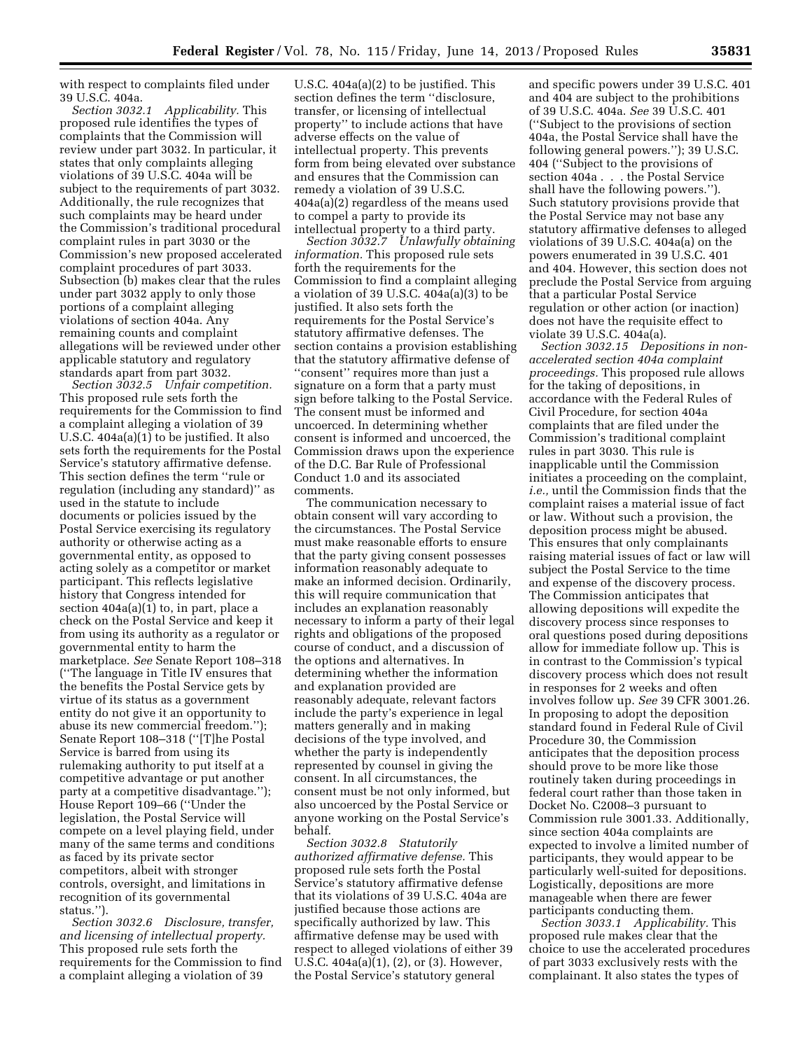with respect to complaints filed under 39 U.S.C. 404a.

*Section 3032.1 Applicability.* This proposed rule identifies the types of complaints that the Commission will review under part 3032. In particular, it states that only complaints alleging violations of 39 U.S.C. 404a will be subject to the requirements of part 3032. Additionally, the rule recognizes that such complaints may be heard under the Commission's traditional procedural complaint rules in part 3030 or the Commission's new proposed accelerated complaint procedures of part 3033. Subsection (b) makes clear that the rules under part 3032 apply to only those portions of a complaint alleging violations of section 404a. Any remaining counts and complaint allegations will be reviewed under other applicable statutory and regulatory standards apart from part 3032.

*Section 3032.5 Unfair competition.* This proposed rule sets forth the requirements for the Commission to find a complaint alleging a violation of 39 U.S.C. 404a(a)(1) to be justified. It also sets forth the requirements for the Postal Service's statutory affirmative defense. This section defines the term ''rule or regulation (including any standard)'' as used in the statute to include documents or policies issued by the Postal Service exercising its regulatory authority or otherwise acting as a governmental entity, as opposed to acting solely as a competitor or market participant. This reflects legislative history that Congress intended for section 404a(a)(1) to, in part, place a check on the Postal Service and keep it from using its authority as a regulator or governmental entity to harm the marketplace. *See* Senate Report 108–318 (''The language in Title IV ensures that the benefits the Postal Service gets by virtue of its status as a government entity do not give it an opportunity to abuse its new commercial freedom.''); Senate Report 108–318 (''[T]he Postal Service is barred from using its rulemaking authority to put itself at a competitive advantage or put another party at a competitive disadvantage.''); House Report 109–66 (''Under the legislation, the Postal Service will compete on a level playing field, under many of the same terms and conditions as faced by its private sector competitors, albeit with stronger controls, oversight, and limitations in recognition of its governmental status.'').

*Section 3032.6 Disclosure, transfer, and licensing of intellectual property.* This proposed rule sets forth the requirements for the Commission to find a complaint alleging a violation of 39 U.S.C. 404a(a)(2) to be justified. This section defines the term ''disclosure, transfer, or licensing of intellectual property'' to include actions that have adverse effects on the value of intellectual property. This prevents form from being elevated over substance and ensures that the Commission can remedy a violation of 39 U.S.C. 404a(a)(2) regardless of the means used to compel a party to provide its intellectual property to a third party.

*Section 3032.7 Unlawfully obtaining information.* This proposed rule sets forth the requirements for the Commission to find a complaint alleging a violation of 39 U.S.C. 404a(a)(3) to be justified. It also sets forth the requirements for the Postal Service's statutory affirmative defenses. The section contains a provision establishing that the statutory affirmative defense of ''consent'' requires more than just a signature on a form that a party must sign before talking to the Postal Service. The consent must be informed and uncoerced. In determining whether consent is informed and uncoerced, the Commission draws upon the experience of the D.C. Bar Rule of Professional Conduct 1.0 and its associated comments.

The communication necessary to obtain consent will vary according to the circumstances. The Postal Service must make reasonable efforts to ensure that the party giving consent possesses information reasonably adequate to make an informed decision. Ordinarily, this will require communication that includes an explanation reasonably necessary to inform a party of their legal rights and obligations of the proposed course of conduct, and a discussion of the options and alternatives. In determining whether the information and explanation provided are reasonably adequate, relevant factors include the party's experience in legal matters generally and in making decisions of the type involved, and whether the party is independently represented by counsel in giving the consent. In all circumstances, the consent must be not only informed, but also uncoerced by the Postal Service or anyone working on the Postal Service's behalf.

*Section 3032.8 Statutorily authorized affirmative defense.* This proposed rule sets forth the Postal Service's statutory affirmative defense that its violations of 39 U.S.C. 404a are justified because those actions are specifically authorized by law. This affirmative defense may be used with respect to alleged violations of either 39 U.S.C. 404a(a)(1), (2), or (3). However, the Postal Service's statutory general and specific powers under 39 U.S.C. 401 and 404 are subject to the prohibitions of 39 U.S.C. 404a. *See* 39 U.S.C. 401 (''Subject to the provisions of section 404a, the Postal Service shall have the following general powers.''); 39 U.S.C. 404 (''Subject to the provisions of section 404a . . . the Postal Service shall have the following powers.''). Such statutory provisions provide that the Postal Service may not base any statutory affirmative defenses to alleged violations of 39 U.S.C. 404a(a) on the powers enumerated in 39 U.S.C. 401 and 404. However, this section does not preclude the Postal Service from arguing that a particular Postal Service regulation or other action (or inaction) does not have the requisite effect to violate 39 U.S.C. 404a(a).

*Section 3032.15 Depositions in non-accelerated section 404a complaint proceedings.* This proposed rule allows for the taking of depositions, in accordance with the Federal Rules of Civil Procedure, for section 404a complaints that are filed under the Commission's traditional complaint rules in part 3030. This rule is inapplicable until the Commission initiates a proceeding on the complaint, *i.e.,* until the Commission finds that the complaint raises a material issue of fact or law. Without such a provision, the deposition process might be abused. This ensures that only complainants raising material issues of fact or law will subject the Postal Service to the time and expense of the discovery process. The Commission anticipates that allowing depositions will expedite the discovery process since responses to oral questions posed during depositions allow for immediate follow up. This is in contrast to the Commission's typical discovery process which does not result in responses for 2 weeks and often involves follow up. *See* 39 CFR 3001.26. In proposing to adopt the deposition standard found in Federal Rule of Civil Procedure 30, the Commission anticipates that the deposition process should prove to be more like those routinely taken during proceedings in federal court rather than those taken in Docket No. C2008–3 pursuant to Commission rule 3001.33. Additionally, since section 404a complaints are expected to involve a limited number of participants, they would appear to be particularly well-suited for depositions. Logistically, depositions are more manageable when there are fewer participants conducting them.

*Section 3033.1 Applicability.* This proposed rule makes clear that the choice to use the accelerated procedures of part 3033 exclusively rests with the complainant. It also states the types of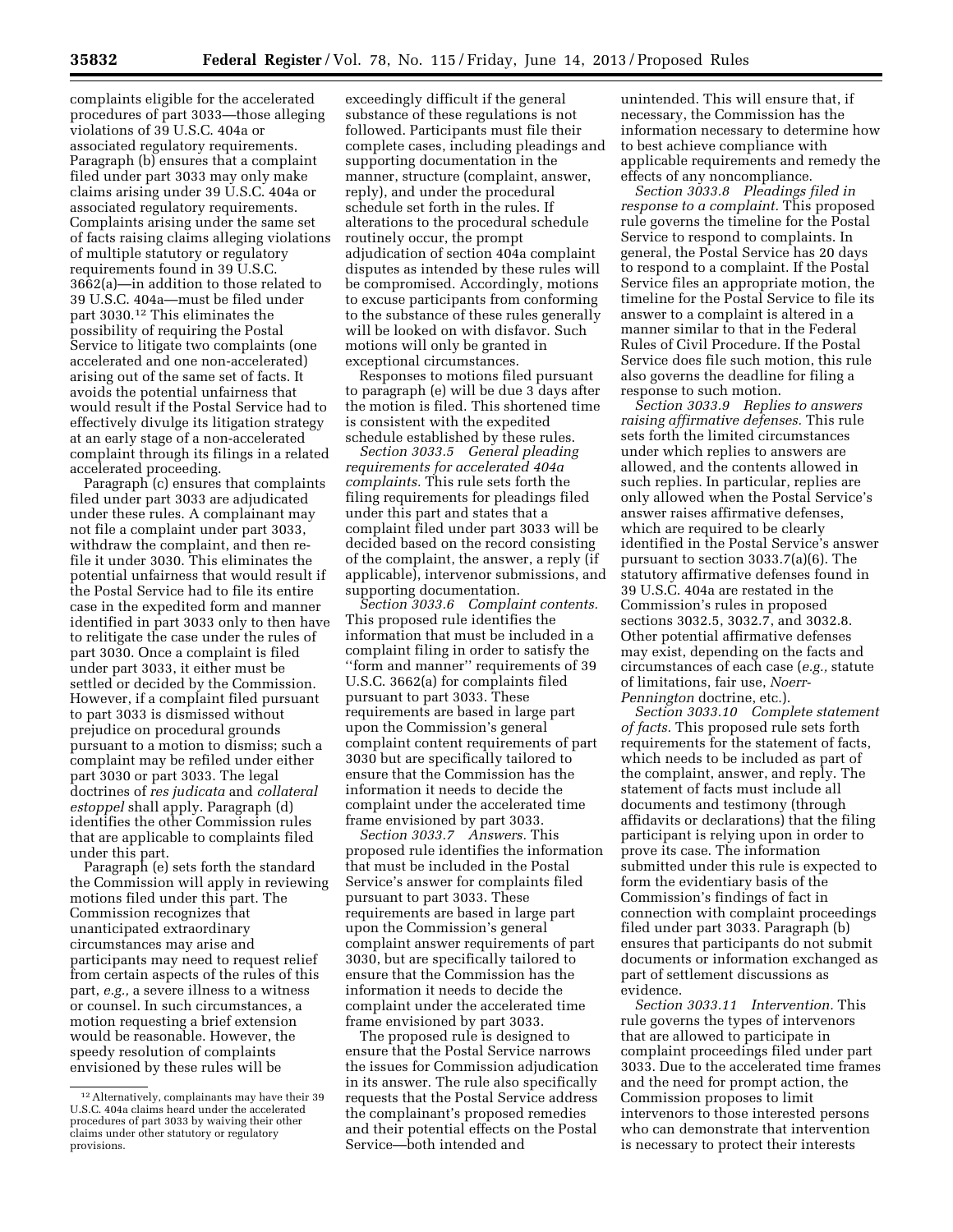complaints eligible for the accelerated procedures of part 3033—those alleging violations of 39 U.S.C. 404a or associated regulatory requirements. Paragraph (b) ensures that a complaint filed under part 3033 may only make claims arising under 39 U.S.C. 404a or associated regulatory requirements. Complaints arising under the same set of facts raising claims alleging violations of multiple statutory or regulatory requirements found in 39 U.S.C. 3662(a)—in addition to those related to 39 U.S.C. 404a—must be filed under part 3030.[12] This eliminates the possibility of requiring the Postal Service to litigate two complaints (one accelerated and one non-accelerated) arising out of the same set of facts. It avoids the potential unfairness that would result if the Postal Service had to effectively divulge its litigation strategy at an early stage of a non-accelerated complaint through its filings in a related accelerated proceeding.

Paragraph (c) ensures that complaints filed under part 3033 are adjudicated under these rules. A complainant may not file a complaint under part 3033, withdraw the complaint, and then re-file it under 3030. This eliminates the potential unfairness that would result if the Postal Service had to file its entire case in the expedited form and manner identified in part 3033 only to then have to relitigate the case under the rules of part 3030. Once a complaint is filed under part 3033, it either must be settled or decided by the Commission. However, if a complaint filed pursuant to part 3033 is dismissed without prejudice on procedural grounds pursuant to a motion to dismiss; such a complaint may be refiled under either part 3030 or part 3033. The legal doctrines of *res judicata* and *collateral estoppel* shall apply. Paragraph (d) identifies the other Commission rules that are applicable to complaints filed under this part.

Paragraph (e) sets forth the standard the Commission will apply in reviewing motions filed under this part. The Commission recognizes that unanticipated extraordinary circumstances may arise and participants may need to request relief from certain aspects of the rules of this part, *e.g.,* a severe illness to a witness or counsel. In such circumstances, a motion requesting a brief extension would be reasonable. However, the speedy resolution of complaints envisioned by these rules will be exceedingly difficult if the general substance of these regulations is not followed. Participants must file their complete cases, including pleadings and supporting documentation in the manner, structure (complaint, answer, reply), and under the procedural schedule set forth in the rules. If alterations to the procedural schedule routinely occur, the prompt adjudication of section 404a complaint disputes as intended by these rules will be compromised. Accordingly, motions to excuse participants from conforming to the substance of these rules generally will be looked on with disfavor. Such motions will only be granted in exceptional circumstances.

Responses to motions filed pursuant to paragraph (e) will be due 3 days after the motion is filed. This shortened time is consistent with the expedited schedule established by these rules.

*Section 3033.5 General pleading requirements for accelerated 404a complaints.* This rule sets forth the filing requirements for pleadings filed under this part and states that a complaint filed under part 3033 will be decided based on the record consisting of the complaint, the answer, a reply (if applicable), intervenor submissions, and supporting documentation.

*Section 3033.6 Complaint contents.* This proposed rule identifies the information that must be included in a complaint filing in order to satisfy the ''form and manner'' requirements of 39 U.S.C. 3662(a) for complaints filed pursuant to part 3033. These requirements are based in large part upon the Commission's general complaint content requirements of part 3030 but are specifically tailored to ensure that the Commission has the information it needs to decide the complaint under the accelerated time frame envisioned by part 3033.

*Section 3033.7 Answers.* This proposed rule identifies the information that must be included in the Postal Service's answer for complaints filed pursuant to part 3033. These requirements are based in large part upon the Commission's general complaint answer requirements of part 3030, but are specifically tailored to ensure that the Commission has the information it needs to decide the complaint under the accelerated time frame envisioned by part 3033.

The proposed rule is designed to ensure that the Postal Service narrows the issues for Commission adjudication in its answer. The rule also specifically requests that the Postal Service address the complainant's proposed remedies and their potential effects on the Postal Service—both intended and unintended. This will ensure that, if necessary, the Commission has the information necessary to determine how to best achieve compliance with applicable requirements and remedy the effects of any noncompliance.

*Section 3033.8 Pleadings filed in response to a complaint.* This proposed rule governs the timeline for the Postal Service to respond to complaints. In general, the Postal Service has 20 days to respond to a complaint. If the Postal Service files an appropriate motion, the timeline for the Postal Service to file its answer to a complaint is altered in a manner similar to that in the Federal Rules of Civil Procedure. If the Postal Service does file such motion, this rule also governs the deadline for filing a response to such motion.

*Section 3033.9 Replies to answers raising affirmative defenses.* This rule sets forth the limited circumstances under which replies to answers are allowed, and the contents allowed in such replies. In particular, replies are only allowed when the Postal Service's answer raises affirmative defenses, which are required to be clearly identified in the Postal Service's answer pursuant to section 3033.7(a)(6). The statutory affirmative defenses found in 39 U.S.C. 404a are restated in the Commission's rules in proposed sections 3032.5, 3032.7, and 3032.8. Other potential affirmative defenses may exist, depending on the facts and circumstances of each case (*e.g.,* statute of limitations, fair use, *Noerr-Pennington* doctrine, etc.).

*Section 3033.10 Complete statement of facts.* This proposed rule sets forth requirements for the statement of facts, which needs to be included as part of the complaint, answer, and reply. The statement of facts must include all documents and testimony (through affidavits or declarations) that the filing participant is relying upon in order to prove its case. The information submitted under this rule is expected to form the evidentiary basis of the Commission's findings of fact in connection with complaint proceedings filed under part 3033. Paragraph (b) ensures that participants do not submit documents or information exchanged as part of settlement discussions as evidence.

*Section 3033.11 Intervention.* This rule governs the types of intervenors that are allowed to participate in complaint proceedings filed under part 3033. Due to the accelerated time frames and the need for prompt action, the Commission proposes to limit intervenors to those interested persons who can demonstrate that intervention is necessary to protect their interests

---

[12] Alternatively, complainants may have their 39 U.S.C. 404a claims heard under the accelerated procedures of part 3033 by waiving their other claims under other statutory or regulatory provisions.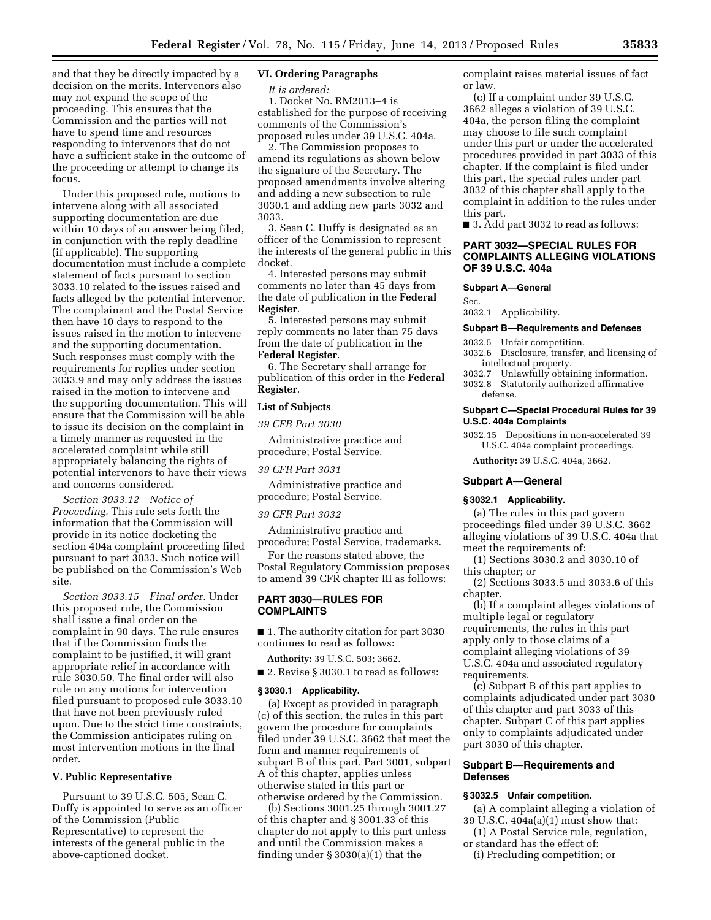and that they be directly impacted by a decision on the merits. Intervenors also may not expand the scope of the proceeding. This ensures that the Commission and the parties will not have to spend time and resources responding to intervenors that do not have a sufficient stake in the outcome of the proceeding or attempt to change its focus.

Under this proposed rule, motions to intervene along with all associated supporting documentation are due within 10 days of an answer being filed, in conjunction with the reply deadline (if applicable). The supporting documentation must include a complete statement of facts pursuant to section 3033.10 related to the issues raised and facts alleged by the potential intervenor. The complainant and the Postal Service then have 10 days to respond to the issues raised in the motion to intervene and the supporting documentation. Such responses must comply with the requirements for replies under section 3033.9 and may only address the issues raised in the motion to intervene and the supporting documentation. This will ensure that the Commission will be able to issue its decision on the complaint in a timely manner as requested in the accelerated complaint while still appropriately balancing the rights of potential intervenors to have their views and concerns considered.

*Section 3033.12 Notice of Proceeding.* This rule sets forth the information that the Commission will provide in its notice docketing the section 404a complaint proceeding filed pursuant to part 3033. Such notice will be published on the Commission's Web site.

*Section 3033.15 Final order.* Under this proposed rule, the Commission shall issue a final order on the complaint in 90 days. The rule ensures that if the Commission finds the complaint to be justified, it will grant appropriate relief in accordance with rule 3030.50. The final order will also rule on any motions for intervention filed pursuant to proposed rule 3033.10 that have not been previously ruled upon. Due to the strict time constraints, the Commission anticipates ruling on most intervention motions in the final order.

## V. Public Representative

Pursuant to 39 U.S.C. 505, Sean C. Duffy is appointed to serve as an officer of the Commission (Public Representative) to represent the interests of the general public in the above-captioned docket.

## VI. Ordering Paragraphs

*It is ordered:*

1. Docket No. RM2013–4 is established for the purpose of receiving comments of the Commission's proposed rules under 39 U.S.C. 404a.

2. The Commission proposes to amend its regulations as shown below the signature of the Secretary. The proposed amendments involve altering and adding a new subsection to rule 3030.1 and adding new parts 3032 and 3033.

3. Sean C. Duffy is designated as an officer of the Commission to represent the interests of the general public in this docket.

4. Interested persons may submit comments no later than 45 days from the date of publication in the **Federal Register**.

5. Interested persons may submit reply comments no later than 75 days from the date of publication in the **Federal Register**.

6. The Secretary shall arrange for publication of this order in the **Federal Register**.

### List of Subjects

*39 CFR Part 3030*

Administrative practice and procedure; Postal Service.

*39 CFR Part 3031*

Administrative practice and procedure; Postal Service.

*39 CFR Part 3032*

Administrative practice and procedure; Postal Service, trademarks.

For the reasons stated above, the Postal Regulatory Commission proposes to amend 39 CFR chapter III as follows:

## PART 3030—RULES FOR COMPLAINTS

■ 1. The authority citation for part 3030 continues to read as follows:

**Authority:** 39 U.S.C. 503; 3662.

■ 2. Revise § 3030.1 to read as follows:

### § 3030.1 Applicability.

(a) Except as provided in paragraph (c) of this section, the rules in this part govern the procedure for complaints filed under 39 U.S.C. 3662 that meet the form and manner requirements of subpart B of this part. Part 3001, subpart A of this chapter, applies unless otherwise stated in this part or otherwise ordered by the Commission.

(b) Sections 3001.25 through 3001.27 of this chapter and § 3001.33 of this chapter do not apply to this part unless and until the Commission makes a finding under § 3030(a)(1) that the complaint raises material issues of fact or law.

(c) If a complaint under 39 U.S.C. 3662 alleges a violation of 39 U.S.C. 404a, the person filing the complaint may choose to file such complaint under this part or under the accelerated procedures provided in part 3033 of this chapter. If the complaint is filed under this part, the special rules under part 3032 of this chapter shall apply to the complaint in addition to the rules under this part.

■ 3. Add part 3032 to read as follows:

## PART 3032—SPECIAL RULES FOR COMPLAINTS ALLEGING VIOLATIONS OF 39 U.S.C. 404a

**Subpart A—General**

Sec.
3032.1 Applicability.

**Subpart B—Requirements and Defenses**

3032.5 Unfair competition.
3032.6 Disclosure, transfer, and licensing of intellectual property.
3032.7 Unlawfully obtaining information.
3032.8 Statutorily authorized affirmative defense.

**Subpart C—Special Procedural Rules for 39 U.S.C. 404a Complaints**

3032.15 Depositions in non-accelerated 39 U.S.C. 404a complaint proceedings.

**Authority:** 39 U.S.C. 404a, 3662.

### Subpart A—General

### § 3032.1 Applicability.

(a) The rules in this part govern proceedings filed under 39 U.S.C. 3662 alleging violations of 39 U.S.C. 404a that meet the requirements of:

(1) Sections 3030.2 and 3030.10 of this chapter; or

(2) Sections 3033.5 and 3033.6 of this chapter.

(b) If a complaint alleges violations of multiple legal or regulatory requirements, the rules in this part apply only to those claims of a complaint alleging violations of 39 U.S.C. 404a and associated regulatory requirements.

(c) Subpart B of this part applies to complaints adjudicated under part 3030 of this chapter and part 3033 of this chapter. Subpart C of this part applies only to complaints adjudicated under part 3030 of this chapter.

### Subpart B—Requirements and Defenses

### § 3032.5 Unfair competition.

(a) A complaint alleging a violation of 39 U.S.C. 404a(a)(1) must show that:

(1) A Postal Service rule, regulation, or standard has the effect of:

(i) Precluding competition; or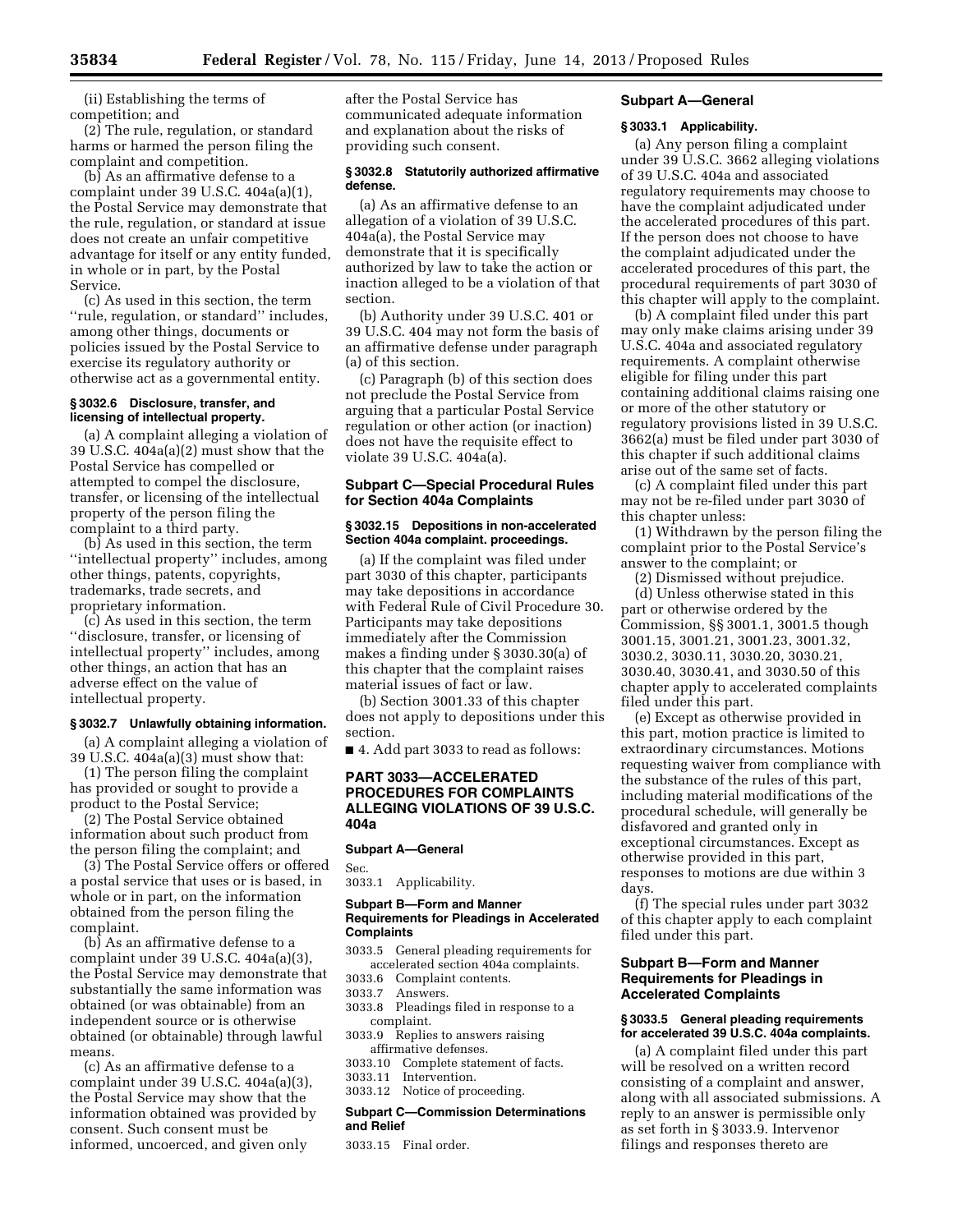(ii) Establishing the terms of competition; and

(2) The rule, regulation, or standard harms or harmed the person filing the complaint and competition.

(b) As an affirmative defense to a complaint under 39 U.S.C. 404a(a)(1), the Postal Service may demonstrate that the rule, regulation, or standard at issue does not create an unfair competitive advantage for itself or any entity funded, in whole or in part, by the Postal Service.

(c) As used in this section, the term ''rule, regulation, or standard'' includes, among other things, documents or policies issued by the Postal Service to exercise its regulatory authority or otherwise act as a governmental entity.

#### § 3032.6 Disclosure, transfer, and licensing of intellectual property.

(a) A complaint alleging a violation of 39 U.S.C. 404a(a)(2) must show that the Postal Service has compelled or attempted to compel the disclosure, transfer, or licensing of the intellectual property of the person filing the complaint to a third party.

(b) As used in this section, the term ''intellectual property'' includes, among other things, patents, copyrights, trademarks, trade secrets, and proprietary information.

(c) As used in this section, the term ''disclosure, transfer, or licensing of intellectual property'' includes, among other things, an action that has an adverse effect on the value of intellectual property.

#### § 3032.7 Unlawfully obtaining information.

(a) A complaint alleging a violation of 39 U.S.C. 404a(a)(3) must show that:

(1) The person filing the complaint has provided or sought to provide a product to the Postal Service;

(2) The Postal Service obtained information about such product from the person filing the complaint; and

(3) The Postal Service offers or offered a postal service that uses or is based, in whole or in part, on the information obtained from the person filing the complaint.

(b) As an affirmative defense to a complaint under 39 U.S.C. 404a(a)(3), the Postal Service may demonstrate that substantially the same information was obtained (or was obtainable) from an independent source or is otherwise obtained (or obtainable) through lawful means.

(c) As an affirmative defense to a complaint under 39 U.S.C. 404a(a)(3), the Postal Service may show that the information obtained was provided by consent. Such consent must be informed, uncoerced, and given only after the Postal Service has communicated adequate information and explanation about the risks of providing such consent.

#### § 3032.8 Statutorily authorized affirmative defense.

(a) As an affirmative defense to an allegation of a violation of 39 U.S.C. 404a(a), the Postal Service may demonstrate that it is specifically authorized by law to take the action or inaction alleged to be a violation of that section.

(b) Authority under 39 U.S.C. 401 or 39 U.S.C. 404 may not form the basis of an affirmative defense under paragraph (a) of this section.

(c) Paragraph (b) of this section does not preclude the Postal Service from arguing that a particular Postal Service regulation or other action (or inaction) does not have the requisite effect to violate 39 U.S.C. 404a(a).

### Subpart C—Special Procedural Rules for Section 404a Complaints

#### § 3032.15 Depositions in non-accelerated Section 404a complaint. proceedings.

(a) If the complaint was filed under part 3030 of this chapter, participants may take depositions in accordance with Federal Rule of Civil Procedure 30. Participants may take depositions immediately after the Commission makes a finding under § 3030.30(a) of this chapter that the complaint raises material issues of fact or law.

(b) Section 3001.33 of this chapter does not apply to depositions under this section.

■ 4. Add part 3033 to read as follows:

## PART 3033—ACCELERATED PROCEDURES FOR COMPLAINTS ALLEGING VIOLATIONS OF 39 U.S.C. 404a

**Subpart A—General**

Sec.
3033.1 Applicability.

**Subpart B—Form and Manner Requirements for Pleadings in Accelerated Complaints**

3033.5 General pleading requirements for accelerated section 404a complaints.
3033.6 Complaint contents.
3033.7 Answers.
3033.8 Pleadings filed in response to a complaint.
3033.9 Replies to answers raising affirmative defenses.
3033.10 Complete statement of facts.
3033.11 Intervention.
3033.12 Notice of proceeding.

**Subpart C—Commission Determinations and Relief**

3033.15 Final order.

### Subpart A—General

#### § 3033.1 Applicability.

(a) Any person filing a complaint under 39 U.S.C. 3662 alleging violations of 39 U.S.C. 404a and associated regulatory requirements may choose to have the complaint adjudicated under the accelerated procedures of this part. If the person does not choose to have the complaint adjudicated under the accelerated procedures of this part, the procedural requirements of part 3030 of this chapter will apply to the complaint.

(b) A complaint filed under this part may only make claims arising under 39 U.S.C. 404a and associated regulatory requirements. A complaint otherwise eligible for filing under this part containing additional claims raising one or more of the other statutory or regulatory provisions listed in 39 U.S.C. 3662(a) must be filed under part 3030 of this chapter if such additional claims arise out of the same set of facts.

(c) A complaint filed under this part may not be re-filed under part 3030 of this chapter unless:

(1) Withdrawn by the person filing the complaint prior to the Postal Service's answer to the complaint; or

(2) Dismissed without prejudice.

(d) Unless otherwise stated in this part or otherwise ordered by the Commission, §§ 3001.1, 3001.5 though 3001.15, 3001.21, 3001.23, 3001.32, 3030.2, 3030.11, 3030.20, 3030.21, 3030.40, 3030.41, and 3030.50 of this chapter apply to accelerated complaints filed under this part.

(e) Except as otherwise provided in this part, motion practice is limited to extraordinary circumstances. Motions requesting waiver from compliance with the substance of the rules of this part, including material modifications of the procedural schedule, will generally be disfavored and granted only in exceptional circumstances. Except as otherwise provided in this part, responses to motions are due within 3 days.

(f) The special rules under part 3032 of this chapter apply to each complaint filed under this part.

### Subpart B—Form and Manner Requirements for Pleadings in Accelerated Complaints

#### § 3033.5 General pleading requirements for accelerated 39 U.S.C. 404a complaints.

(a) A complaint filed under this part will be resolved on a written record consisting of a complaint and answer, along with all associated submissions. A reply to an answer is permissible only as set forth in § 3033.9. Intervenor filings and responses thereto are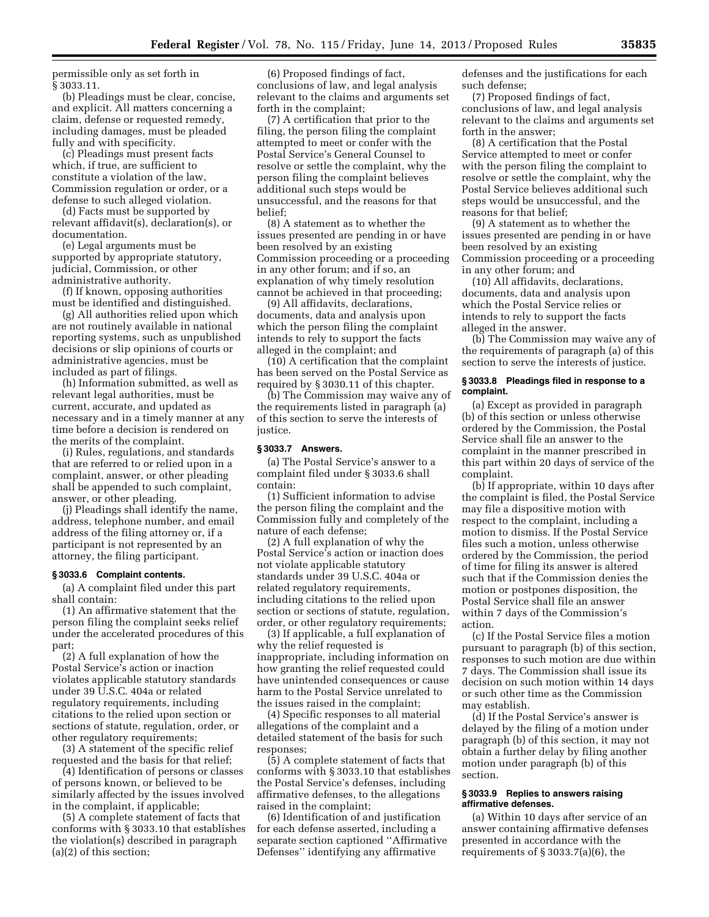permissible only as set forth in § 3033.11.

(b) Pleadings must be clear, concise, and explicit. All matters concerning a claim, defense or requested remedy, including damages, must be pleaded fully and with specificity.

(c) Pleadings must present facts which, if true, are sufficient to constitute a violation of the law, Commission regulation or order, or a defense to such alleged violation.

(d) Facts must be supported by relevant affidavit(s), declaration(s), or documentation.

(e) Legal arguments must be supported by appropriate statutory, judicial, Commission, or other administrative authority.

(f) If known, opposing authorities must be identified and distinguished.

(g) All authorities relied upon which are not routinely available in national reporting systems, such as unpublished decisions or slip opinions of courts or administrative agencies, must be included as part of filings.

(h) Information submitted, as well as relevant legal authorities, must be current, accurate, and updated as necessary and in a timely manner at any time before a decision is rendered on the merits of the complaint.

(i) Rules, regulations, and standards that are referred to or relied upon in a complaint, answer, or other pleading shall be appended to such complaint, answer, or other pleading.

(j) Pleadings shall identify the name, address, telephone number, and email address of the filing attorney or, if a participant is not represented by an attorney, the filing participant.

### § 3033.6 Complaint contents.

(a) A complaint filed under this part shall contain:

(1) An affirmative statement that the person filing the complaint seeks relief under the accelerated procedures of this part;

(2) A full explanation of how the Postal Service's action or inaction violates applicable statutory standards under 39 U.S.C. 404a or related regulatory requirements, including citations to the relied upon section or sections of statute, regulation, order, or other regulatory requirements;

(3) A statement of the specific relief requested and the basis for that relief;

(4) Identification of persons or classes of persons known, or believed to be similarly affected by the issues involved in the complaint, if applicable;

(5) A complete statement of facts that conforms with § 3033.10 that establishes the violation(s) described in paragraph (a)(2) of this section;

(6) Proposed findings of fact, conclusions of law, and legal analysis relevant to the claims and arguments set forth in the complaint;

(7) A certification that prior to the filing, the person filing the complaint attempted to meet or confer with the Postal Service's General Counsel to resolve or settle the complaint, why the person filing the complaint believes additional such steps would be unsuccessful, and the reasons for that belief;

(8) A statement as to whether the issues presented are pending in or have been resolved by an existing Commission proceeding or a proceeding in any other forum; and if so, an explanation of why timely resolution cannot be achieved in that proceeding;

(9) All affidavits, declarations, documents, data and analysis upon which the person filing the complaint intends to rely to support the facts alleged in the complaint; and

(10) A certification that the complaint has been served on the Postal Service as required by § 3030.11 of this chapter.

(b) The Commission may waive any of the requirements listed in paragraph (a) of this section to serve the interests of justice.

### § 3033.7 Answers.

(a) The Postal Service's answer to a complaint filed under § 3033.6 shall contain:

(1) Sufficient information to advise the person filing the complaint and the Commission fully and completely of the nature of each defense;

(2) A full explanation of why the Postal Service's action or inaction does not violate applicable statutory standards under 39 U.S.C. 404a or related regulatory requirements, including citations to the relied upon section or sections of statute, regulation, order, or other regulatory requirements;

(3) If applicable, a full explanation of why the relief requested is inappropriate, including information on how granting the relief requested could have unintended consequences or cause harm to the Postal Service unrelated to the issues raised in the complaint;

(4) Specific responses to all material allegations of the complaint and a detailed statement of the basis for such responses;

(5) A complete statement of facts that conforms with § 3033.10 that establishes the Postal Service's defenses, including affirmative defenses, to the allegations raised in the complaint;

(6) Identification of and justification for each defense asserted, including a separate section captioned "Affirmative Defenses" identifying any affirmative defenses and the justifications for each such defense;

(7) Proposed findings of fact, conclusions of law, and legal analysis relevant to the claims and arguments set forth in the answer;

(8) A certification that the Postal Service attempted to meet or confer with the person filing the complaint to resolve or settle the complaint, why the Postal Service believes additional such steps would be unsuccessful, and the reasons for that belief;

(9) A statement as to whether the issues presented are pending in or have been resolved by an existing Commission proceeding or a proceeding in any other forum; and

(10) All affidavits, declarations, documents, data and analysis upon which the Postal Service relies or intends to rely to support the facts alleged in the answer.

(b) The Commission may waive any of the requirements of paragraph (a) of this section to serve the interests of justice.

### § 3033.8 Pleadings filed in response to a complaint.

(a) Except as provided in paragraph (b) of this section or unless otherwise ordered by the Commission, the Postal Service shall file an answer to the complaint in the manner prescribed in this part within 20 days of service of the complaint.

(b) If appropriate, within 10 days after the complaint is filed, the Postal Service may file a dispositive motion with respect to the complaint, including a motion to dismiss. If the Postal Service files such a motion, unless otherwise ordered by the Commission, the period of time for filing its answer is altered such that if the Commission denies the motion or postpones disposition, the Postal Service shall file an answer within 7 days of the Commission's action.

(c) If the Postal Service files a motion pursuant to paragraph (b) of this section, responses to such motion are due within 7 days. The Commission shall issue its decision on such motion within 14 days or such other time as the Commission may establish.

(d) If the Postal Service's answer is delayed by the filing of a motion under paragraph (b) of this section, it may not obtain a further delay by filing another motion under paragraph (b) of this section.

### § 3033.9 Replies to answers raising affirmative defenses.

(a) Within 10 days after service of an answer containing affirmative defenses presented in accordance with the requirements of § 3033.7(a)(6), the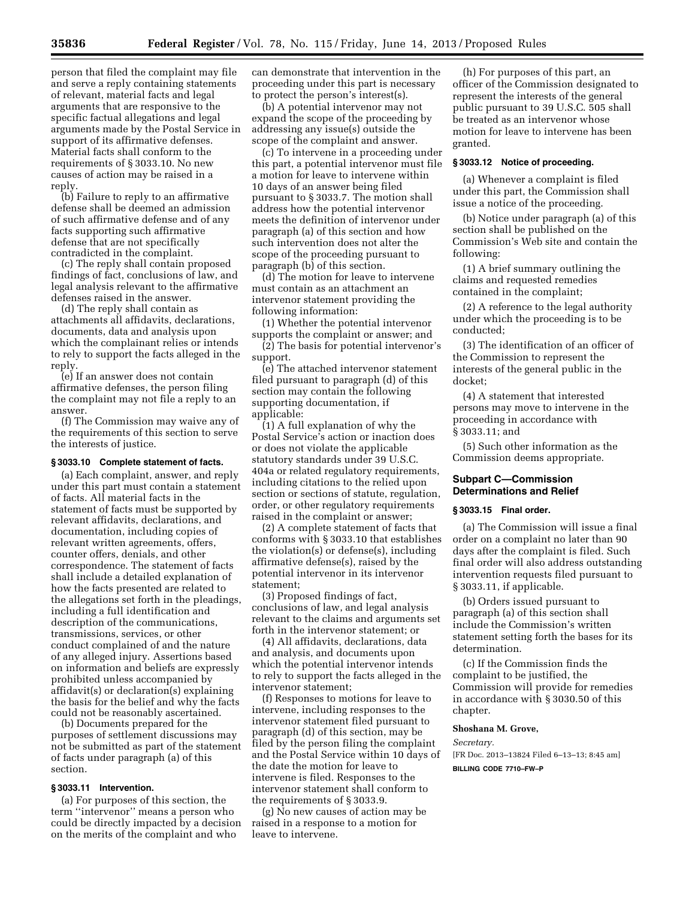person that filed the complaint may file and serve a reply containing statements of relevant, material facts and legal arguments that are responsive to the specific factual allegations and legal arguments made by the Postal Service in support of its affirmative defenses. Material facts shall conform to the requirements of § 3033.10. No new causes of action may be raised in a reply.

(b) Failure to reply to an affirmative defense shall be deemed an admission of such affirmative defense and of any facts supporting such affirmative defense that are not specifically contradicted in the complaint.

(c) The reply shall contain proposed findings of fact, conclusions of law, and legal analysis relevant to the affirmative defenses raised in the answer.

(d) The reply shall contain as attachments all affidavits, declarations, documents, data and analysis upon which the complainant relies or intends to rely to support the facts alleged in the reply.

(e) If an answer does not contain affirmative defenses, the person filing the complaint may not file a reply to an answer.

(f) The Commission may waive any of the requirements of this section to serve the interests of justice.

#### § 3033.10 Complete statement of facts.

(a) Each complaint, answer, and reply under this part must contain a statement of facts. All material facts in the statement of facts must be supported by relevant affidavits, declarations, and documentation, including copies of relevant written agreements, offers, counter offers, denials, and other correspondence. The statement of facts shall include a detailed explanation of how the facts presented are related to the allegations set forth in the pleadings, including a full identification and description of the communications, transmissions, services, or other conduct complained of and the nature of any alleged injury. Assertions based on information and beliefs are expressly prohibited unless accompanied by affidavit(s) or declaration(s) explaining the basis for the belief and why the facts could not be reasonably ascertained.

(b) Documents prepared for the purposes of settlement discussions may not be submitted as part of the statement of facts under paragraph (a) of this section.

#### § 3033.11 Intervention.

(a) For purposes of this section, the term "intervenor" means a person who could be directly impacted by a decision on the merits of the complaint and who can demonstrate that intervention in the proceeding under this part is necessary to protect the person's interest(s).

(b) A potential intervenor may not expand the scope of the proceeding by addressing any issue(s) outside the scope of the complaint and answer.

(c) To intervene in a proceeding under this part, a potential intervenor must file a motion for leave to intervene within 10 days of an answer being filed pursuant to § 3033.7. The motion shall address how the potential intervenor meets the definition of intervenor under paragraph (a) of this section and how such intervention does not alter the scope of the proceeding pursuant to paragraph (b) of this section.

(d) The motion for leave to intervene must contain as an attachment an intervenor statement providing the following information:

(1) Whether the potential intervenor supports the complaint or answer; and

(2) The basis for potential intervenor's support.

(e) The attached intervenor statement filed pursuant to paragraph (d) of this section may contain the following supporting documentation, if applicable:

(1) A full explanation of why the Postal Service's action or inaction does or does not violate the applicable statutory standards under 39 U.S.C. 404a or related regulatory requirements, including citations to the relied upon section or sections of statute, regulation, order, or other regulatory requirements raised in the complaint or answer;

(2) A complete statement of facts that conforms with § 3033.10 that establishes the violation(s) or defense(s), including affirmative defense(s), raised by the potential intervenor in its intervenor statement;

(3) Proposed findings of fact, conclusions of law, and legal analysis relevant to the claims and arguments set forth in the intervenor statement; or

(4) All affidavits, declarations, data and analysis, and documents upon which the potential intervenor intends to rely to support the facts alleged in the intervenor statement;

(f) Responses to motions for leave to intervene, including responses to the intervenor statement filed pursuant to paragraph (d) of this section, may be filed by the person filing the complaint and the Postal Service within 10 days of the date the motion for leave to intervene is filed. Responses to the intervenor statement shall conform to the requirements of § 3033.9.

(g) No new causes of action may be raised in a response to a motion for leave to intervene.

(h) For purposes of this part, an officer of the Commission designated to represent the interests of the general public pursuant to 39 U.S.C. 505 shall be treated as an intervenor whose motion for leave to intervene has been granted.

#### § 3033.12 Notice of proceeding.

(a) Whenever a complaint is filed under this part, the Commission shall issue a notice of the proceeding.

(b) Notice under paragraph (a) of this section shall be published on the Commission's Web site and contain the following:

(1) A brief summary outlining the claims and requested remedies contained in the complaint;

(2) A reference to the legal authority under which the proceeding is to be conducted;

(3) The identification of an officer of the Commission to represent the interests of the general public in the docket;

(4) A statement that interested persons may move to intervene in the proceeding in accordance with § 3033.11; and

(5) Such other information as the Commission deems appropriate.

### Subpart C—Commission Determinations and Relief

#### § 3033.15 Final order.

(a) The Commission will issue a final order on a complaint no later than 90 days after the complaint is filed. Such final order will also address outstanding intervention requests filed pursuant to § 3033.11, if applicable.

(b) Orders issued pursuant to paragraph (a) of this section shall include the Commission's written statement setting forth the bases for its determination.

(c) If the Commission finds the complaint to be justified, the Commission will provide for remedies in accordance with § 3030.50 of this chapter.

**Shoshana M. Grove,**

*Secretary.*

[FR Doc. 2013–13824 Filed 6–13–13; 8:45 am]

**BILLING CODE 7710–FW–P**